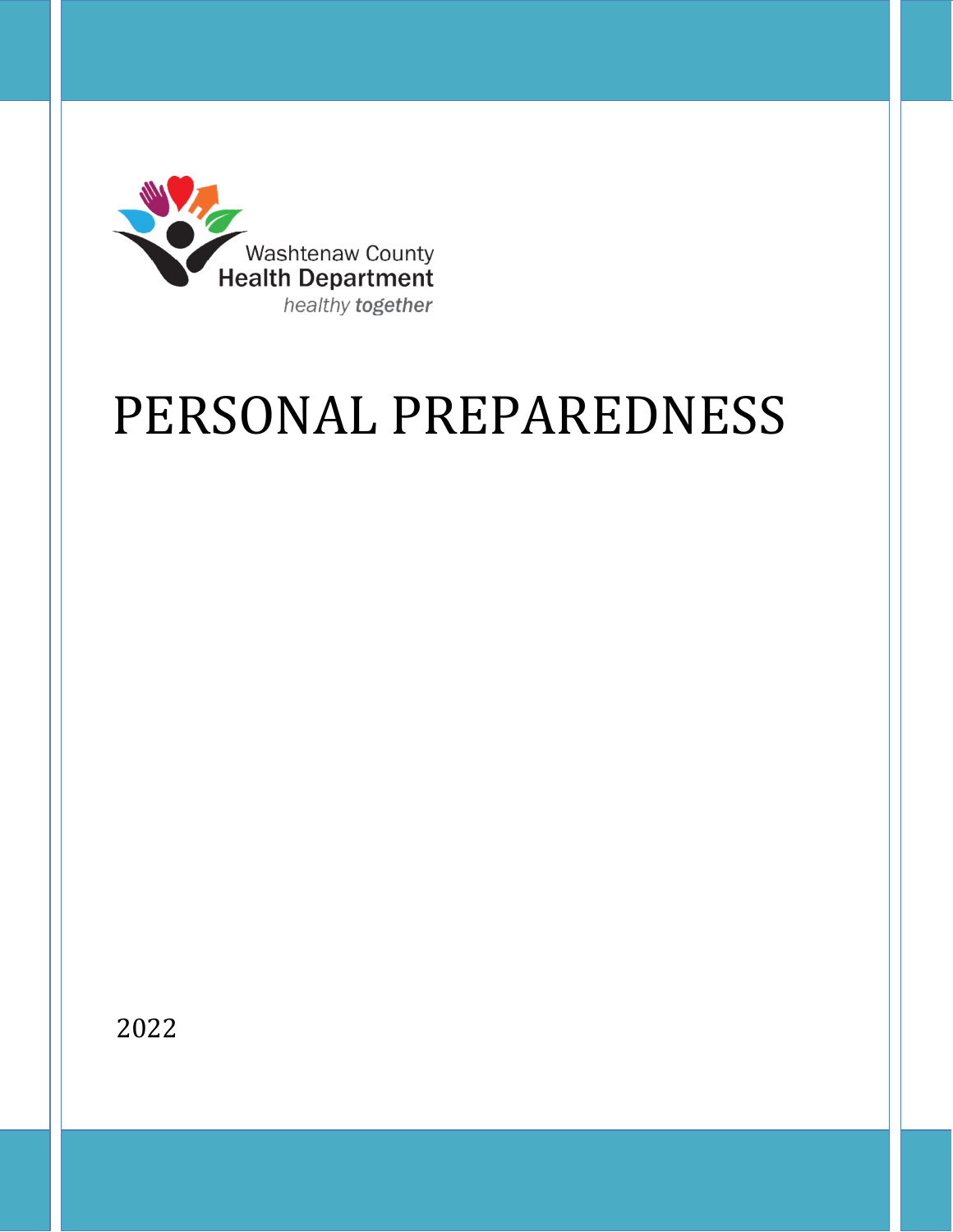Washtenaw County
Health Department
*healthy **together***

# PERSONAL PREPAREDNESS

2022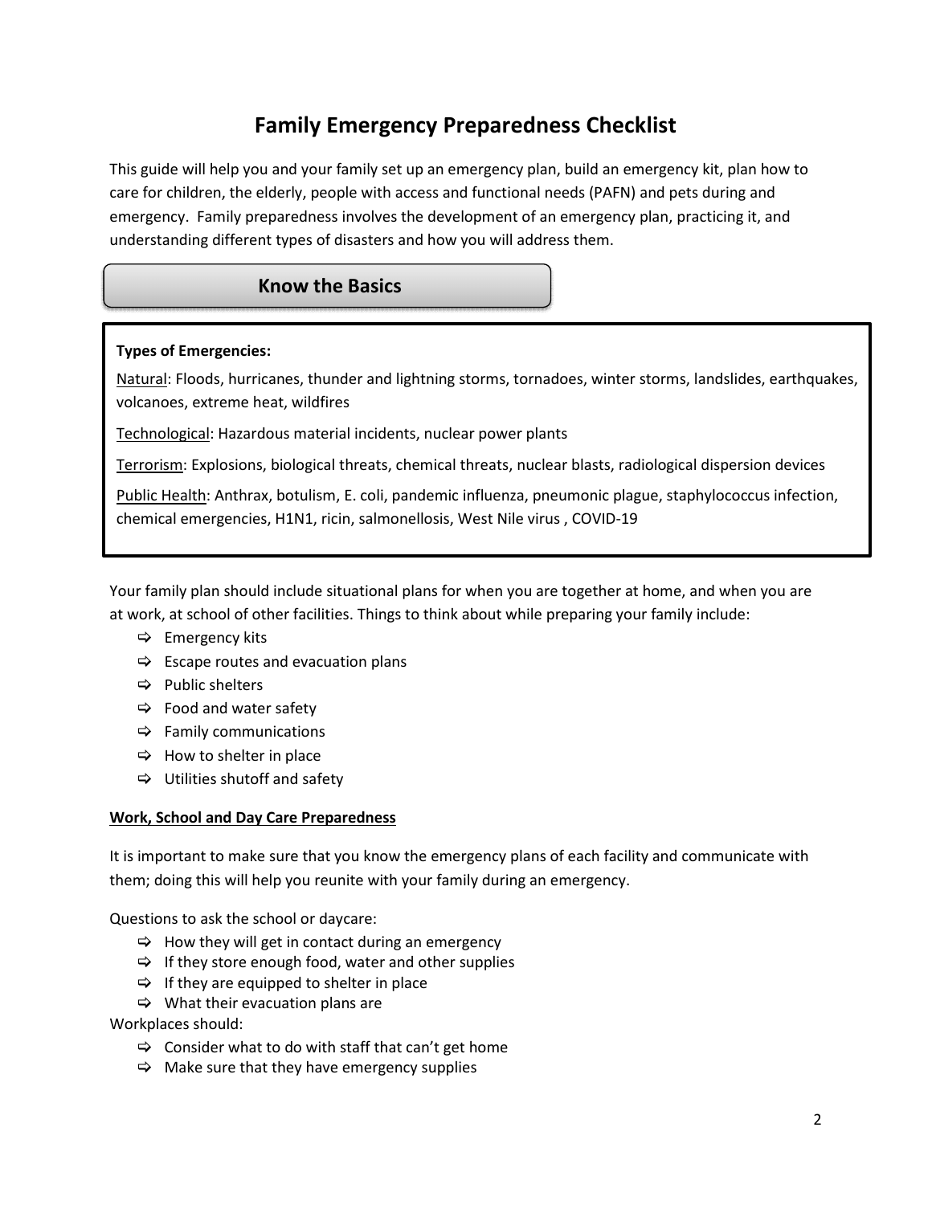# Family Emergency Preparedness Checklist

This guide will help you and your family set up an emergency plan, build an emergency kit, plan how to care for children, the elderly, people with access and functional needs (PAFN) and pets during and emergency. Family preparedness involves the development of an emergency plan, practicing it, and understanding different types of disasters and how you will address them.

## Know the Basics

**Types of Emergencies:**

Natural: Floods, hurricanes, thunder and lightning storms, tornadoes, winter storms, landslides, earthquakes, volcanoes, extreme heat, wildfires

Technological: Hazardous material incidents, nuclear power plants

Terrorism: Explosions, biological threats, chemical threats, nuclear blasts, radiological dispersion devices

Public Health: Anthrax, botulism, E. coli, pandemic influenza, pneumonic plague, staphylococcus infection, chemical emergencies, H1N1, ricin, salmonellosis, West Nile virus , COVID-19

Your family plan should include situational plans for when you are together at home, and when you are at work, at school of other facilities. Things to think about while preparing your family include:

- ⇨ Emergency kits
- ⇨ Escape routes and evacuation plans
- ⇨ Public shelters
- ⇨ Food and water safety
- ⇨ Family communications
- ⇨ How to shelter in place
- ⇨ Utilities shutoff and safety

**Work, School and Day Care Preparedness**

It is important to make sure that you know the emergency plans of each facility and communicate with them; doing this will help you reunite with your family during an emergency.

Questions to ask the school or daycare:

- ⇨ How they will get in contact during an emergency
- ⇨ If they store enough food, water and other supplies
- ⇨ If they are equipped to shelter in place
- ⇨ What their evacuation plans are

Workplaces should:

- ⇨ Consider what to do with staff that can't get home
- ⇨ Make sure that they have emergency supplies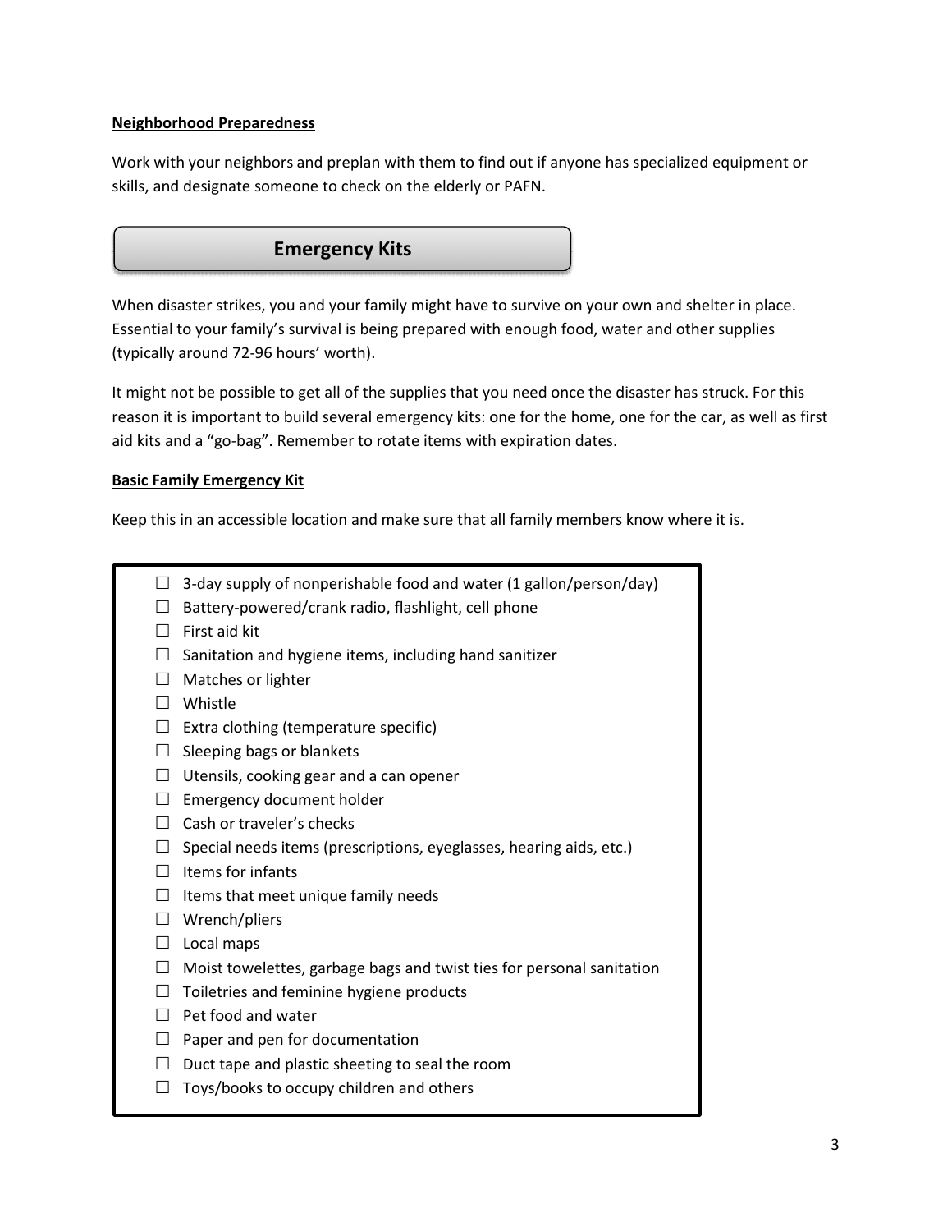**Neighborhood Preparedness**

Work with your neighbors and preplan with them to find out if anyone has specialized equipment or skills, and designate someone to check on the elderly or PAFN.

## Emergency Kits

When disaster strikes, you and your family might have to survive on your own and shelter in place. Essential to your family's survival is being prepared with enough food, water and other supplies (typically around 72-96 hours' worth).

It might not be possible to get all of the supplies that you need once the disaster has struck. For this reason it is important to build several emergency kits: one for the home, one for the car, as well as first aid kits and a "go-bag". Remember to rotate items with expiration dates.

**Basic Family Emergency Kit**

Keep this in an accessible location and make sure that all family members know where it is.

- ☐ 3-day supply of nonperishable food and water (1 gallon/person/day)
- ☐ Battery-powered/crank radio, flashlight, cell phone
- ☐ First aid kit
- ☐ Sanitation and hygiene items, including hand sanitizer
- ☐ Matches or lighter
- ☐ Whistle
- ☐ Extra clothing (temperature specific)
- ☐ Sleeping bags or blankets
- ☐ Utensils, cooking gear and a can opener
- ☐ Emergency document holder
- ☐ Cash or traveler's checks
- ☐ Special needs items (prescriptions, eyeglasses, hearing aids, etc.)
- ☐ Items for infants
- ☐ Items that meet unique family needs
- ☐ Wrench/pliers
- ☐ Local maps
- ☐ Moist towelettes, garbage bags and twist ties for personal sanitation
- ☐ Toiletries and feminine hygiene products
- ☐ Pet food and water
- ☐ Paper and pen for documentation
- ☐ Duct tape and plastic sheeting to seal the room
- ☐ Toys/books to occupy children and others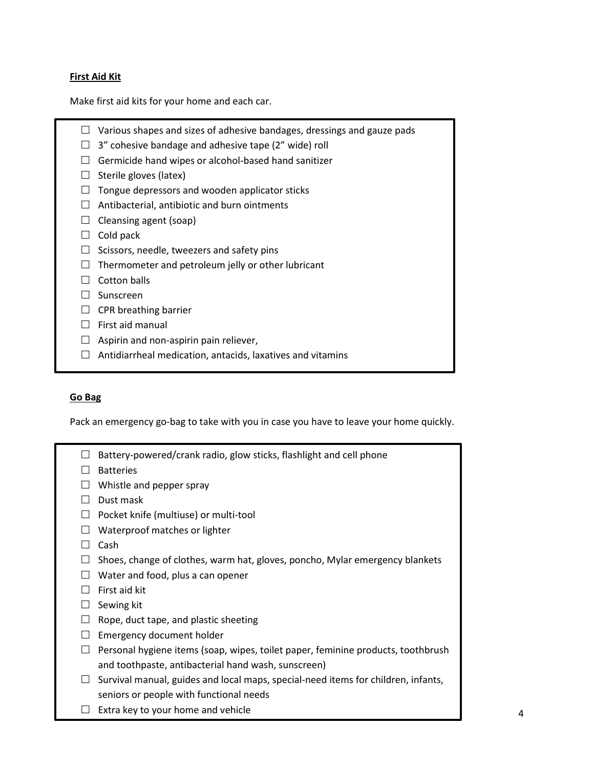**First Aid Kit**

Make first aid kits for your home and each car.

- ☐ Various shapes and sizes of adhesive bandages, dressings and gauze pads
- ☐ 3” cohesive bandage and adhesive tape (2” wide) roll
- ☐ Germicide hand wipes or alcohol-based hand sanitizer
- ☐ Sterile gloves (latex)
- ☐ Tongue depressors and wooden applicator sticks
- ☐ Antibacterial, antibiotic and burn ointments
- ☐ Cleansing agent (soap)
- ☐ Cold pack
- ☐ Scissors, needle, tweezers and safety pins
- ☐ Thermometer and petroleum jelly or other lubricant
- ☐ Cotton balls
- ☐ Sunscreen
- ☐ CPR breathing barrier
- ☐ First aid manual
- ☐ Aspirin and non-aspirin pain reliever,
- ☐ Antidiarrheal medication, antacids, laxatives and vitamins

**Go Bag**

Pack an emergency go-bag to take with you in case you have to leave your home quickly.

- ☐ Battery-powered/crank radio, glow sticks, flashlight and cell phone
- ☐ Batteries
- ☐ Whistle and pepper spray
- ☐ Dust mask
- ☐ Pocket knife (multiuse) or multi-tool
- ☐ Waterproof matches or lighter
- ☐ Cash
- ☐ Shoes, change of clothes, warm hat, gloves, poncho, Mylar emergency blankets
- ☐ Water and food, plus a can opener
- ☐ First aid kit
- ☐ Sewing kit
- ☐ Rope, duct tape, and plastic sheeting
- ☐ Emergency document holder
- ☐ Personal hygiene items (soap, wipes, toilet paper, feminine products, toothbrush and toothpaste, antibacterial hand wash, sunscreen)
- ☐ Survival manual, guides and local maps, special-need items for children, infants, seniors or people with functional needs
- ☐ Extra key to your home and vehicle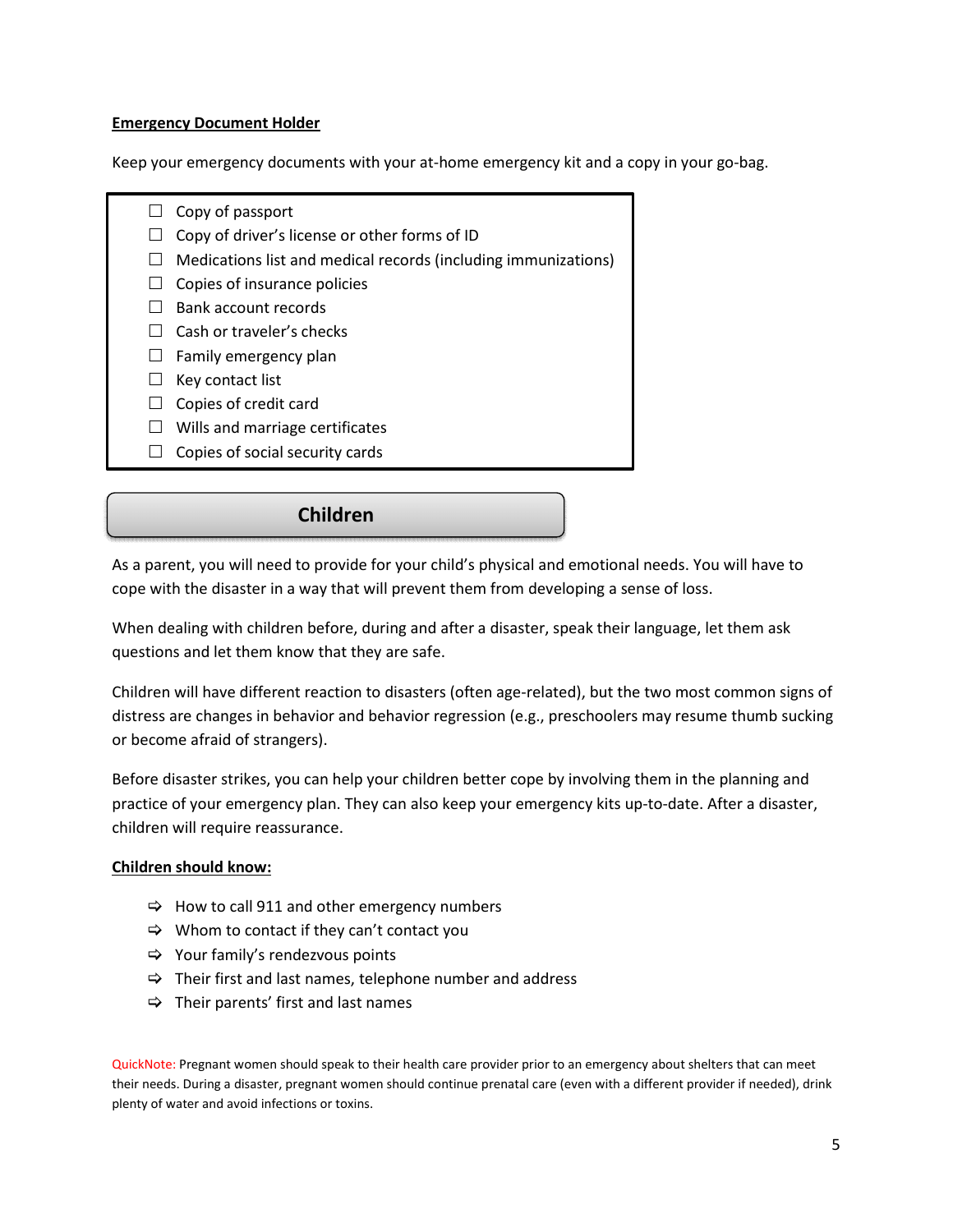**Emergency Document Holder**

Keep your emergency documents with your at-home emergency kit and a copy in your go-bag.

- ☐ Copy of passport
- ☐ Copy of driver's license or other forms of ID
- ☐ Medications list and medical records (including immunizations)
- ☐ Copies of insurance policies
- ☐ Bank account records
- ☐ Cash or traveler's checks
- ☐ Family emergency plan
- ☐ Key contact list
- ☐ Copies of credit card
- ☐ Wills and marriage certificates
- ☐ Copies of social security cards

## Children

As a parent, you will need to provide for your child's physical and emotional needs. You will have to cope with the disaster in a way that will prevent them from developing a sense of loss.

When dealing with children before, during and after a disaster, speak their language, let them ask questions and let them know that they are safe.

Children will have different reaction to disasters (often age-related), but the two most common signs of distress are changes in behavior and behavior regression (e.g., preschoolers may resume thumb sucking or become afraid of strangers).

Before disaster strikes, you can help your children better cope by involving them in the planning and practice of your emergency plan. They can also keep your emergency kits up-to-date. After a disaster, children will require reassurance.

**Children should know:**

- ⇨ How to call 911 and other emergency numbers
- ⇨ Whom to contact if they can't contact you
- ⇨ Your family's rendezvous points
- ⇨ Their first and last names, telephone number and address
- ⇨ Their parents' first and last names

QuickNote: Pregnant women should speak to their health care provider prior to an emergency about shelters that can meet their needs. During a disaster, pregnant women should continue prenatal care (even with a different provider if needed), drink plenty of water and avoid infections or toxins.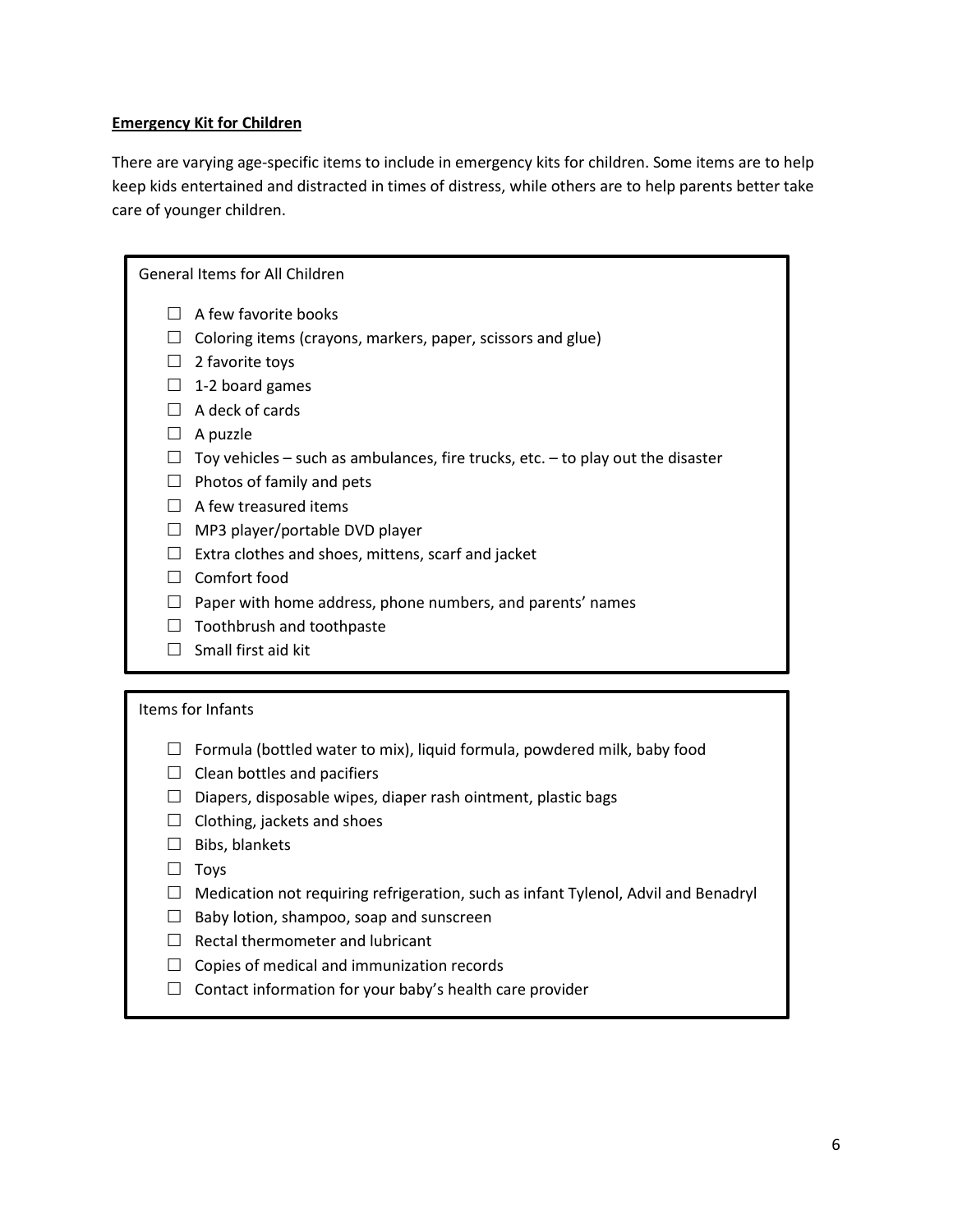**Emergency Kit for Children**

There are varying age-specific items to include in emergency kits for children. Some items are to help keep kids entertained and distracted in times of distress, while others are to help parents better take care of younger children.

General Items for All Children

- ☐ A few favorite books
- ☐ Coloring items (crayons, markers, paper, scissors and glue)
- ☐ 2 favorite toys
- ☐ 1-2 board games
- ☐ A deck of cards
- ☐ A puzzle
- ☐ Toy vehicles – such as ambulances, fire trucks, etc. – to play out the disaster
- ☐ Photos of family and pets
- ☐ A few treasured items
- ☐ MP3 player/portable DVD player
- ☐ Extra clothes and shoes, mittens, scarf and jacket
- ☐ Comfort food
- ☐ Paper with home address, phone numbers, and parents' names
- ☐ Toothbrush and toothpaste
- ☐ Small first aid kit

Items for Infants

- ☐ Formula (bottled water to mix), liquid formula, powdered milk, baby food
- ☐ Clean bottles and pacifiers
- ☐ Diapers, disposable wipes, diaper rash ointment, plastic bags
- ☐ Clothing, jackets and shoes
- ☐ Bibs, blankets
- ☐ Toys
- ☐ Medication not requiring refrigeration, such as infant Tylenol, Advil and Benadryl
- ☐ Baby lotion, shampoo, soap and sunscreen
- ☐ Rectal thermometer and lubricant
- ☐ Copies of medical and immunization records
- ☐ Contact information for your baby's health care provider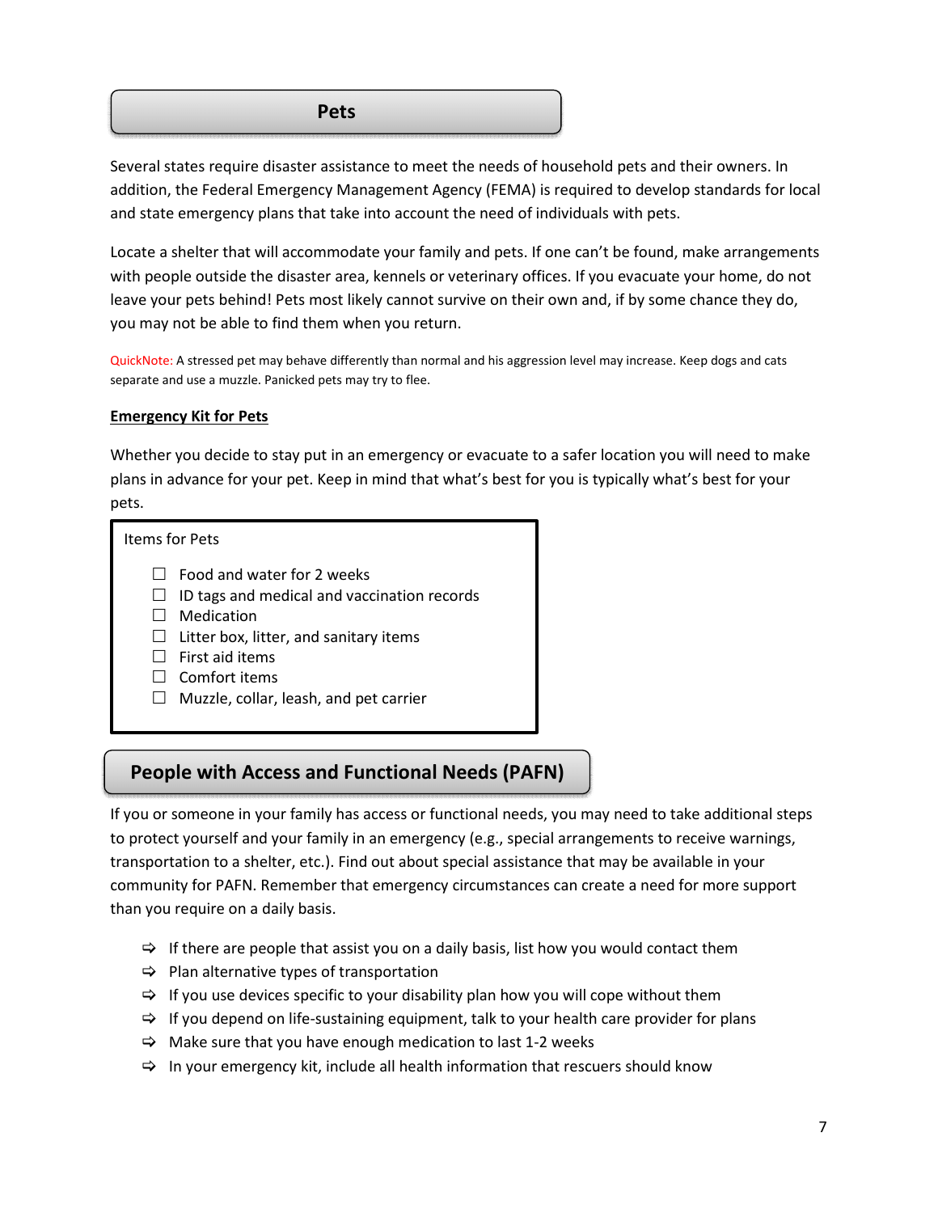## Pets

Several states require disaster assistance to meet the needs of household pets and their owners. In addition, the Federal Emergency Management Agency (FEMA) is required to develop standards for local and state emergency plans that take into account the need of individuals with pets.

Locate a shelter that will accommodate your family and pets. If one can't be found, make arrangements with people outside the disaster area, kennels or veterinary offices. If you evacuate your home, do not leave your pets behind! Pets most likely cannot survive on their own and, if by some chance they do, you may not be able to find them when you return.

QuickNote: A stressed pet may behave differently than normal and his aggression level may increase. Keep dogs and cats separate and use a muzzle. Panicked pets may try to flee.

### Emergency Kit for Pets

Whether you decide to stay put in an emergency or evacuate to a safer location you will need to make plans in advance for your pet. Keep in mind that what's best for you is typically what's best for your pets.

Items for Pets

- ☐ Food and water for 2 weeks
- ☐ ID tags and medical and vaccination records
- ☐ Medication
- ☐ Litter box, litter, and sanitary items
- ☐ First aid items
- ☐ Comfort items
- ☐ Muzzle, collar, leash, and pet carrier

## People with Access and Functional Needs (PAFN)

If you or someone in your family has access or functional needs, you may need to take additional steps to protect yourself and your family in an emergency (e.g., special arrangements to receive warnings, transportation to a shelter, etc.). Find out about special assistance that may be available in your community for PAFN. Remember that emergency circumstances can create a need for more support than you require on a daily basis.

- ⇨ If there are people that assist you on a daily basis, list how you would contact them
- ⇨ Plan alternative types of transportation
- ⇨ If you use devices specific to your disability plan how you will cope without them
- ⇨ If you depend on life-sustaining equipment, talk to your health care provider for plans
- ⇨ Make sure that you have enough medication to last 1-2 weeks
- ⇨ In your emergency kit, include all health information that rescuers should know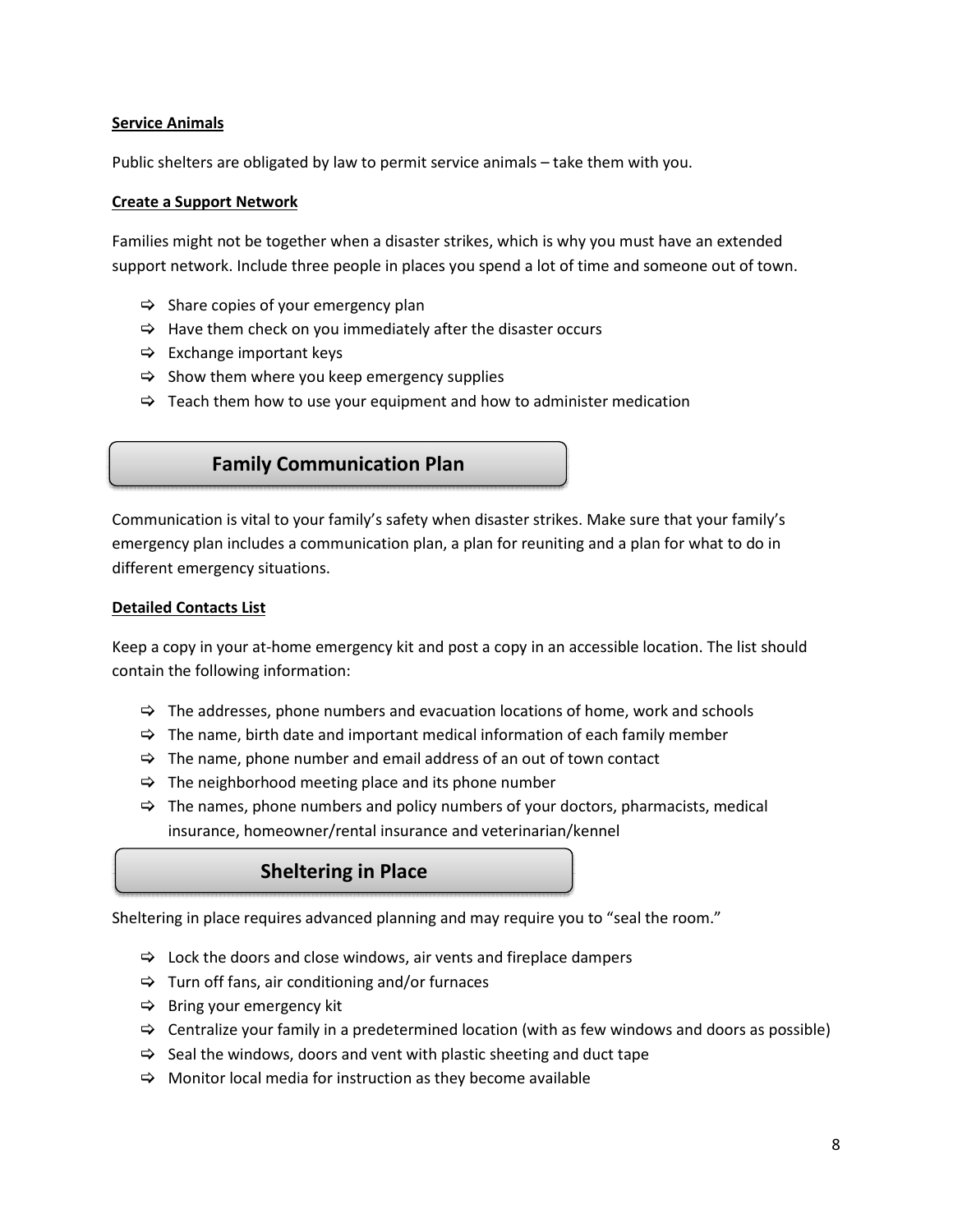### Service Animals

Public shelters are obligated by law to permit service animals – take them with you.

### Create a Support Network

Families might not be together when a disaster strikes, which is why you must have an extended support network. Include three people in places you spend a lot of time and someone out of town.

- ⇨ Share copies of your emergency plan
- ⇨ Have them check on you immediately after the disaster occurs
- ⇨ Exchange important keys
- ⇨ Show them where you keep emergency supplies
- ⇨ Teach them how to use your equipment and how to administer medication

## Family Communication Plan

Communication is vital to your family's safety when disaster strikes. Make sure that your family's emergency plan includes a communication plan, a plan for reuniting and a plan for what to do in different emergency situations.

### Detailed Contacts List

Keep a copy in your at-home emergency kit and post a copy in an accessible location. The list should contain the following information:

- ⇨ The addresses, phone numbers and evacuation locations of home, work and schools
- ⇨ The name, birth date and important medical information of each family member
- ⇨ The name, phone number and email address of an out of town contact
- ⇨ The neighborhood meeting place and its phone number
- ⇨ The names, phone numbers and policy numbers of your doctors, pharmacists, medical insurance, homeowner/rental insurance and veterinarian/kennel

## Sheltering in Place

Sheltering in place requires advanced planning and may require you to "seal the room."

- ⇨ Lock the doors and close windows, air vents and fireplace dampers
- ⇨ Turn off fans, air conditioning and/or furnaces
- ⇨ Bring your emergency kit
- ⇨ Centralize your family in a predetermined location (with as few windows and doors as possible)
- ⇨ Seal the windows, doors and vent with plastic sheeting and duct tape
- ⇨ Monitor local media for instruction as they become available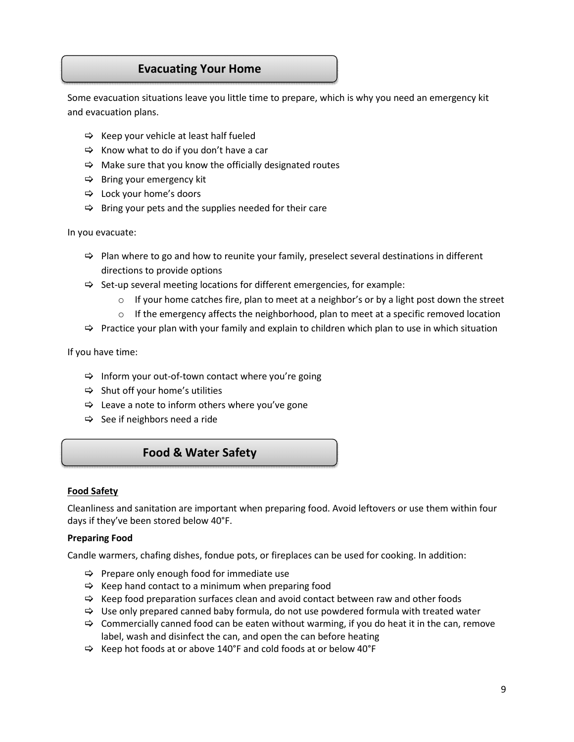## Evacuating Your Home

Some evacuation situations leave you little time to prepare, which is why you need an emergency kit and evacuation plans.

- Keep your vehicle at least half fueled
- Know what to do if you don't have a car
- Make sure that you know the officially designated routes
- Bring your emergency kit
- Lock your home's doors
- Bring your pets and the supplies needed for their care

In you evacuate:

- Plan where to go and how to reunite your family, preselect several destinations in different directions to provide options
- Set-up several meeting locations for different emergencies, for example:
  - If your home catches fire, plan to meet at a neighbor's or by a light post down the street
  - If the emergency affects the neighborhood, plan to meet at a specific removed location
- Practice your plan with your family and explain to children which plan to use in which situation

If you have time:

- Inform your out-of-town contact where you're going
- Shut off your home's utilities
- Leave a note to inform others where you've gone
- See if neighbors need a ride

## Food & Water Safety

### Food Safety

Cleanliness and sanitation are important when preparing food. Avoid leftovers or use them within four days if they've been stored below 40°F.

**Preparing Food**

Candle warmers, chafing dishes, fondue pots, or fireplaces can be used for cooking. In addition:

- Prepare only enough food for immediate use
- Keep hand contact to a minimum when preparing food
- Keep food preparation surfaces clean and avoid contact between raw and other foods
- Use only prepared canned baby formula, do not use powdered formula with treated water
- Commercially canned food can be eaten without warming, if you do heat it in the can, remove label, wash and disinfect the can, and open the can before heating
- Keep hot foods at or above 140°F and cold foods at or below 40°F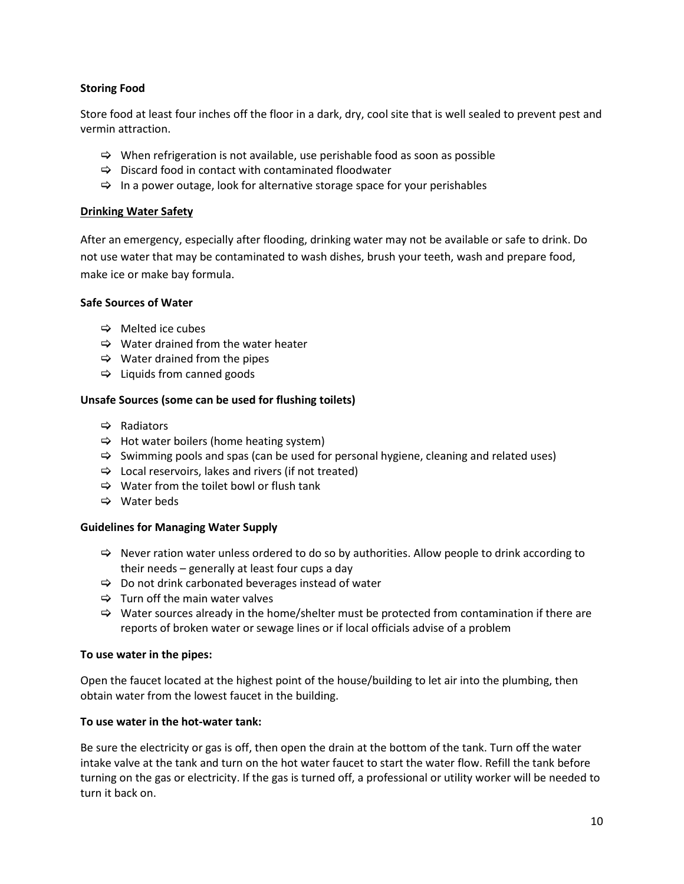**Storing Food**

Store food at least four inches off the floor in a dark, dry, cool site that is well sealed to prevent pest and vermin attraction.

- When refrigeration is not available, use perishable food as soon as possible
- Discard food in contact with contaminated floodwater
- In a power outage, look for alternative storage space for your perishables

**Drinking Water Safety**

After an emergency, especially after flooding, drinking water may not be available or safe to drink. Do not use water that may be contaminated to wash dishes, brush your teeth, wash and prepare food, make ice or make bay formula.

**Safe Sources of Water**

- Melted ice cubes
- Water drained from the water heater
- Water drained from the pipes
- Liquids from canned goods

**Unsafe Sources (some can be used for flushing toilets)**

- Radiators
- Hot water boilers (home heating system)
- Swimming pools and spas (can be used for personal hygiene, cleaning and related uses)
- Local reservoirs, lakes and rivers (if not treated)
- Water from the toilet bowl or flush tank
- Water beds

**Guidelines for Managing Water Supply**

- Never ration water unless ordered to do so by authorities. Allow people to drink according to their needs – generally at least four cups a day
- Do not drink carbonated beverages instead of water
- Turn off the main water valves
- Water sources already in the home/shelter must be protected from contamination if there are reports of broken water or sewage lines or if local officials advise of a problem

**To use water in the pipes:**

Open the faucet located at the highest point of the house/building to let air into the plumbing, then obtain water from the lowest faucet in the building.

**To use water in the hot-water tank:**

Be sure the electricity or gas is off, then open the drain at the bottom of the tank. Turn off the water intake valve at the tank and turn on the hot water faucet to start the water flow. Refill the tank before turning on the gas or electricity. If the gas is turned off, a professional or utility worker will be needed to turn it back on.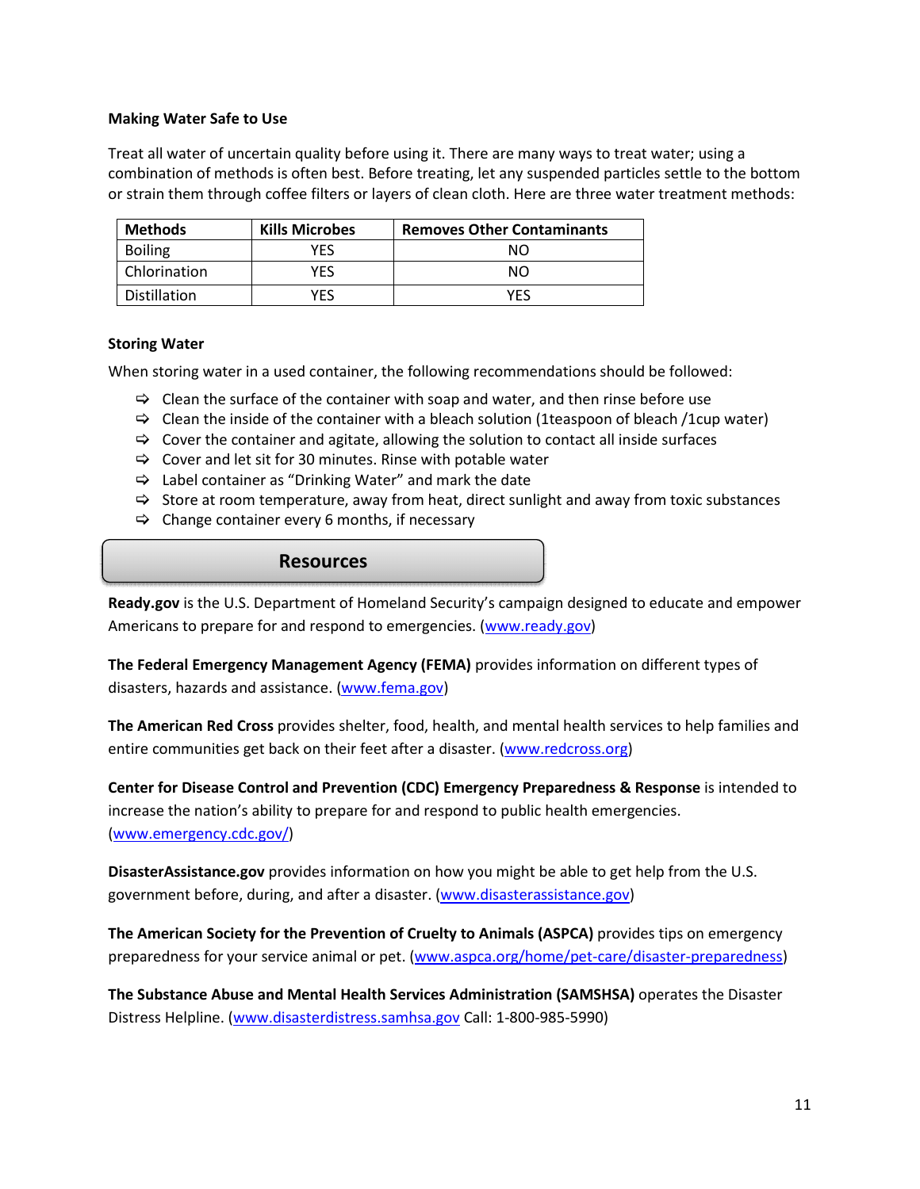### Making Water Safe to Use

Treat all water of uncertain quality before using it. There are many ways to treat water; using a combination of methods is often best. Before treating, let any suspended particles settle to the bottom or strain them through coffee filters or layers of clean cloth. Here are three water treatment methods:

| Methods | Kills Microbes | Removes Other Contaminants |
|---|---|---|
| Boiling | YES | NO |
| Chlorination | YES | NO |
| Distillation | YES | YES |

### Storing Water

When storing water in a used container, the following recommendations should be followed:

- Clean the surface of the container with soap and water, and then rinse before use
- Clean the inside of the container with a bleach solution (1teaspoon of bleach /1cup water)
- Cover the container and agitate, allowing the solution to contact all inside surfaces
- Cover and let sit for 30 minutes. Rinse with potable water
- Label container as "Drinking Water" and mark the date
- Store at room temperature, away from heat, direct sunlight and away from toxic substances
- Change container every 6 months, if necessary

## Resources

**Ready.gov** is the U.S. Department of Homeland Security's campaign designed to educate and empower Americans to prepare for and respond to emergencies. (www.ready.gov)

**The Federal Emergency Management Agency (FEMA)** provides information on different types of disasters, hazards and assistance. (www.fema.gov)

**The American Red Cross** provides shelter, food, health, and mental health services to help families and entire communities get back on their feet after a disaster. (www.redcross.org)

**Center for Disease Control and Prevention (CDC) Emergency Preparedness & Response** is intended to increase the nation's ability to prepare for and respond to public health emergencies. (www.emergency.cdc.gov/)

**DisasterAssistance.gov** provides information on how you might be able to get help from the U.S. government before, during, and after a disaster. (www.disasterassistance.gov)

**The American Society for the Prevention of Cruelty to Animals (ASPCA)** provides tips on emergency preparedness for your service animal or pet. (www.aspca.org/home/pet-care/disaster-preparedness)

**The Substance Abuse and Mental Health Services Administration (SAMSHSA)** operates the Disaster Distress Helpline. (www.disasterdistress.samhsa.gov Call: 1-800-985-5990)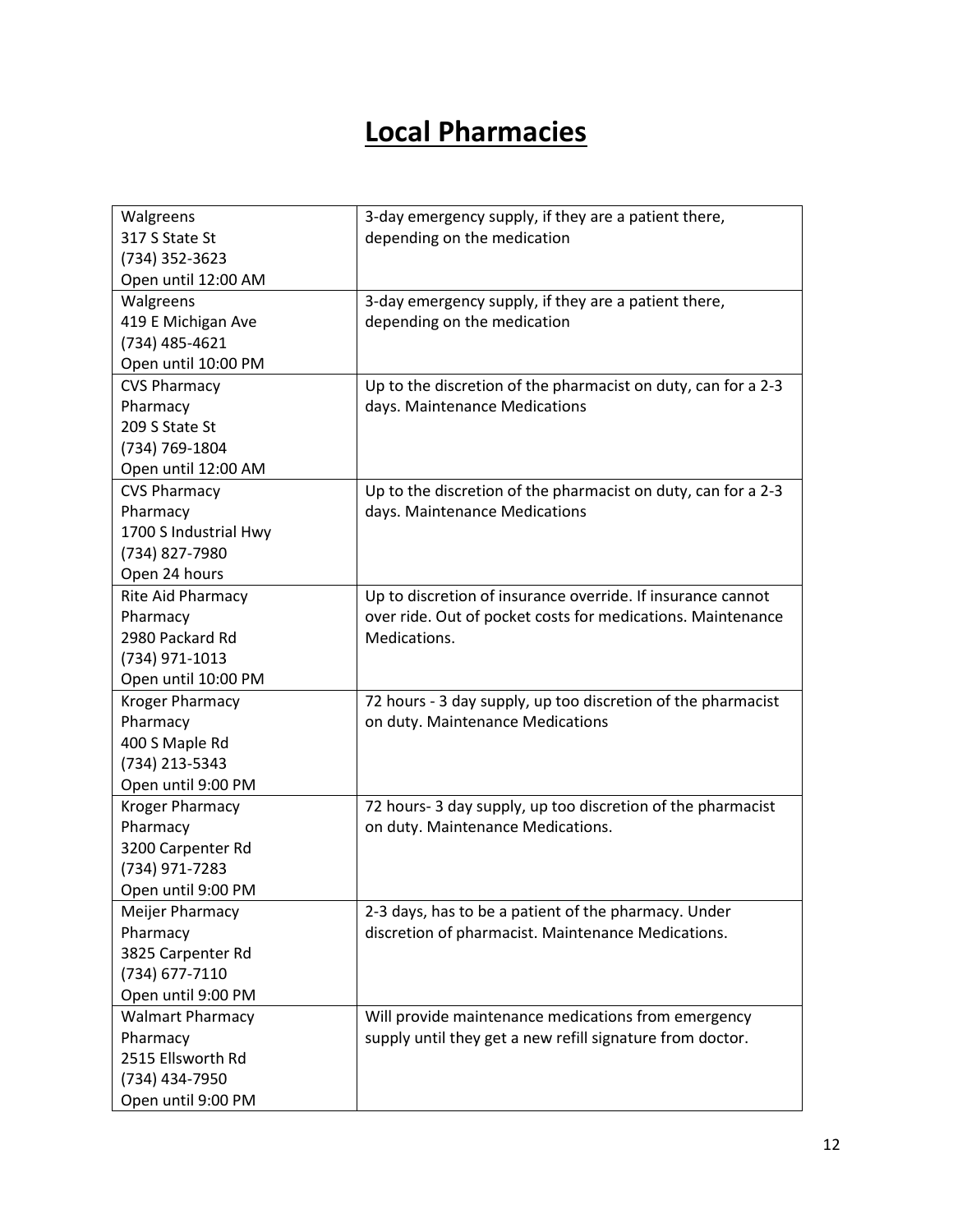# Local Pharmacies

| | |
|---|---|
| Walgreens<br>317 S State St<br>(734) 352-3623<br>Open until 12:00 AM | 3-day emergency supply, if they are a patient there, depending on the medication |
| Walgreens<br>419 E Michigan Ave<br>(734) 485-4621<br>Open until 10:00 PM | 3-day emergency supply, if they are a patient there, depending on the medication |
| CVS Pharmacy<br>Pharmacy<br>209 S State St<br>(734) 769-1804<br>Open until 12:00 AM | Up to the discretion of the pharmacist on duty, can for a 2-3 days. Maintenance Medications |
| CVS Pharmacy<br>Pharmacy<br>1700 S Industrial Hwy<br>(734) 827-7980<br>Open 24 hours | Up to the discretion of the pharmacist on duty, can for a 2-3 days. Maintenance Medications |
| Rite Aid Pharmacy<br>Pharmacy<br>2980 Packard Rd<br>(734) 971-1013<br>Open until 10:00 PM | Up to discretion of insurance override. If insurance cannot over ride. Out of pocket costs for medications. Maintenance Medications. |
| Kroger Pharmacy<br>Pharmacy<br>400 S Maple Rd<br>(734) 213-5343<br>Open until 9:00 PM | 72 hours - 3 day supply, up too discretion of the pharmacist on duty. Maintenance Medications |
| Kroger Pharmacy<br>Pharmacy<br>3200 Carpenter Rd<br>(734) 971-7283<br>Open until 9:00 PM | 72 hours- 3 day supply, up too discretion of the pharmacist on duty. Maintenance Medications. |
| Meijer Pharmacy<br>Pharmacy<br>3825 Carpenter Rd<br>(734) 677-7110<br>Open until 9:00 PM | 2-3 days, has to be a patient of the pharmacy. Under discretion of pharmacist. Maintenance Medications. |
| Walmart Pharmacy<br>Pharmacy<br>2515 Ellsworth Rd<br>(734) 434-7950<br>Open until 9:00 PM | Will provide maintenance medications from emergency supply until they get a new refill signature from doctor. |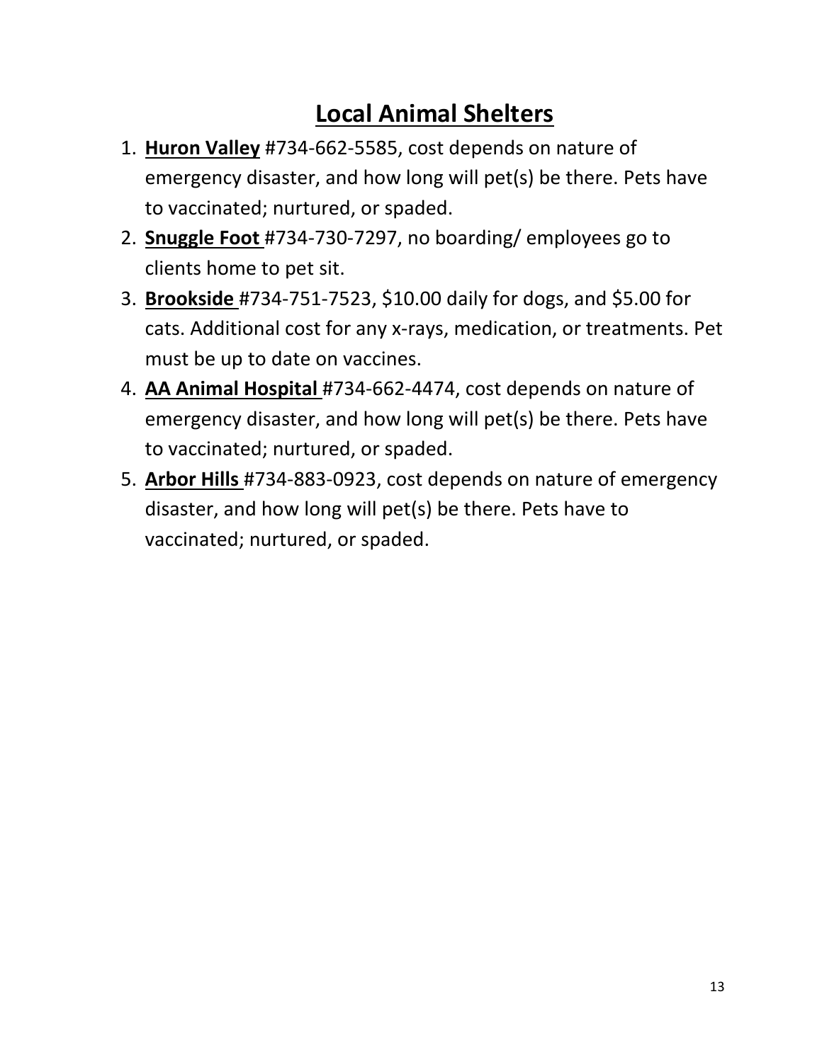# Local Animal Shelters

1. **Huron Valley** #734-662-5585, cost depends on nature of emergency disaster, and how long will pet(s) be there. Pets have to vaccinated; nurtured, or spaded.
2. **Snuggle Foot** #734-730-7297, no boarding/ employees go to clients home to pet sit.
3. **Brookside** #734-751-7523, $10.00 daily for dogs, and $5.00 for cats. Additional cost for any x-rays, medication, or treatments. Pet must be up to date on vaccines.
4. **AA Animal Hospital** #734-662-4474, cost depends on nature of emergency disaster, and how long will pet(s) be there. Pets have to vaccinated; nurtured, or spaded.
5. **Arbor Hills** #734-883-0923, cost depends on nature of emergency disaster, and how long will pet(s) be there. Pets have to vaccinated; nurtured, or spaded.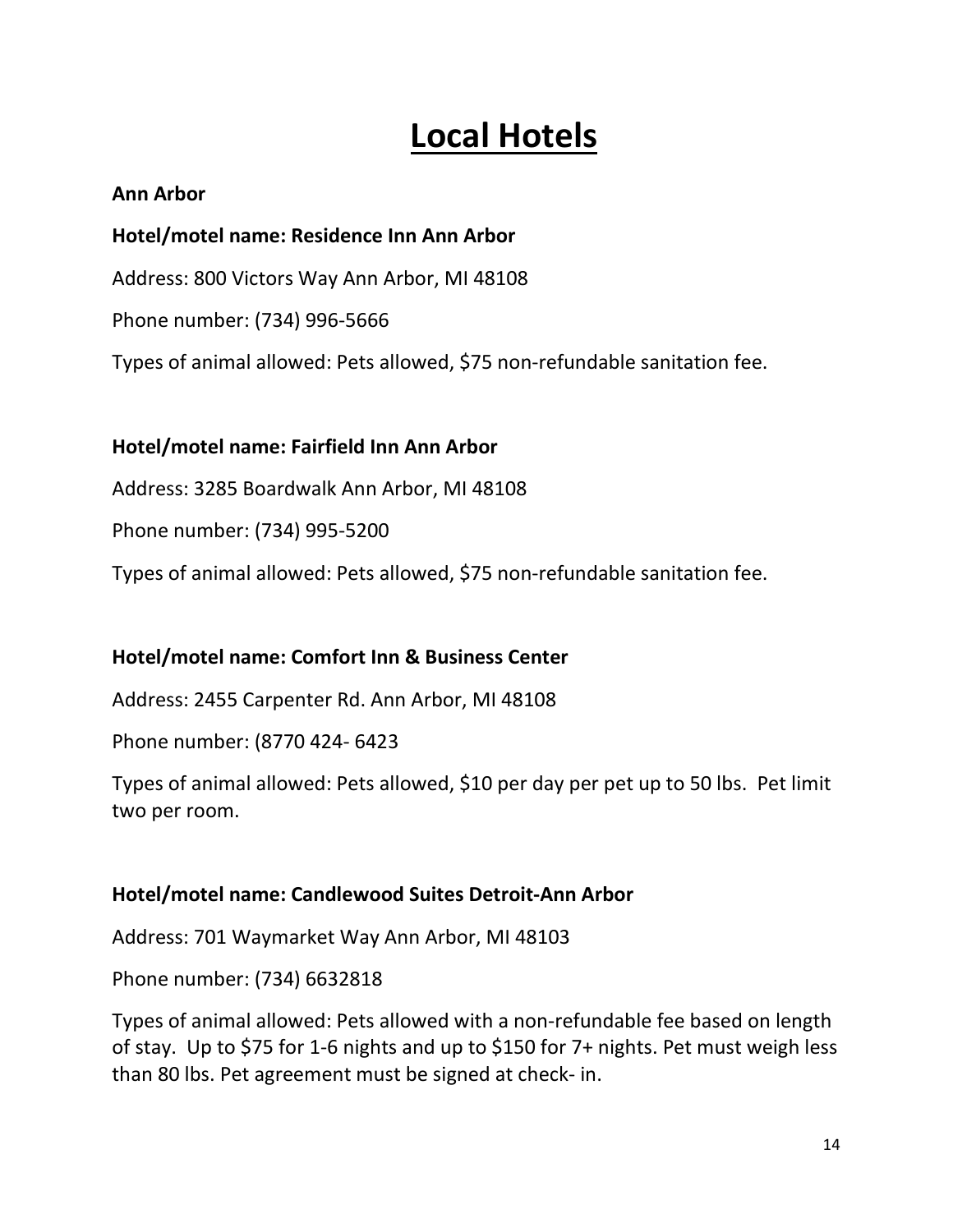# Local Hotels

**Ann Arbor**

**Hotel/motel name: Residence Inn Ann Arbor**

Address: 800 Victors Way Ann Arbor, MI 48108

Phone number: (734) 996-5666

Types of animal allowed: Pets allowed, $75 non-refundable sanitation fee.

**Hotel/motel name: Fairfield Inn Ann Arbor**

Address: 3285 Boardwalk Ann Arbor, MI 48108

Phone number: (734) 995-5200

Types of animal allowed: Pets allowed, $75 non-refundable sanitation fee.

**Hotel/motel name: Comfort Inn & Business Center**

Address: 2455 Carpenter Rd. Ann Arbor, MI 48108

Phone number: (8770 424- 6423

Types of animal allowed: Pets allowed, $10 per day per pet up to 50 lbs. Pet limit two per room.

**Hotel/motel name: Candlewood Suites Detroit-Ann Arbor**

Address: 701 Waymarket Way Ann Arbor, MI 48103

Phone number: (734) 6632818

Types of animal allowed: Pets allowed with a non-refundable fee based on length of stay. Up to $75 for 1-6 nights and up to $150 for 7+ nights. Pet must weigh less than 80 lbs. Pet agreement must be signed at check- in.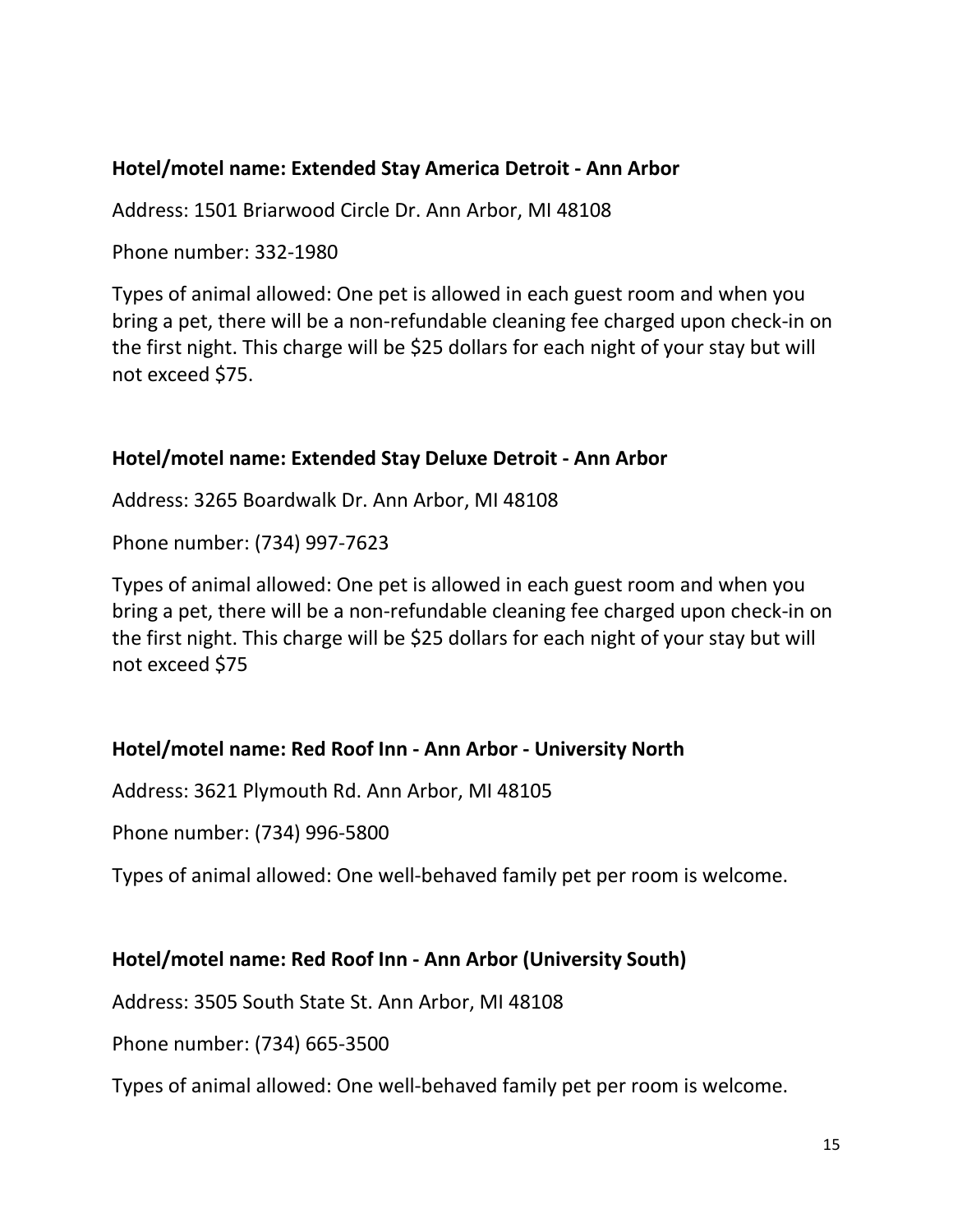**Hotel/motel name: Extended Stay America Detroit - Ann Arbor**

Address: 1501 Briarwood Circle Dr. Ann Arbor, MI 48108

Phone number: 332-1980

Types of animal allowed: One pet is allowed in each guest room and when you bring a pet, there will be a non-refundable cleaning fee charged upon check-in on the first night. This charge will be $25 dollars for each night of your stay but will not exceed $75.

**Hotel/motel name: Extended Stay Deluxe Detroit - Ann Arbor**

Address: 3265 Boardwalk Dr. Ann Arbor, MI 48108

Phone number: (734) 997-7623

Types of animal allowed: One pet is allowed in each guest room and when you bring a pet, there will be a non-refundable cleaning fee charged upon check-in on the first night. This charge will be $25 dollars for each night of your stay but will not exceed $75

**Hotel/motel name: Red Roof Inn - Ann Arbor - University North**

Address: 3621 Plymouth Rd. Ann Arbor, MI 48105

Phone number: (734) 996-5800

Types of animal allowed: One well-behaved family pet per room is welcome.

**Hotel/motel name: Red Roof Inn - Ann Arbor (University South)**

Address: 3505 South State St. Ann Arbor, MI 48108

Phone number: (734) 665-3500

Types of animal allowed: One well-behaved family pet per room is welcome.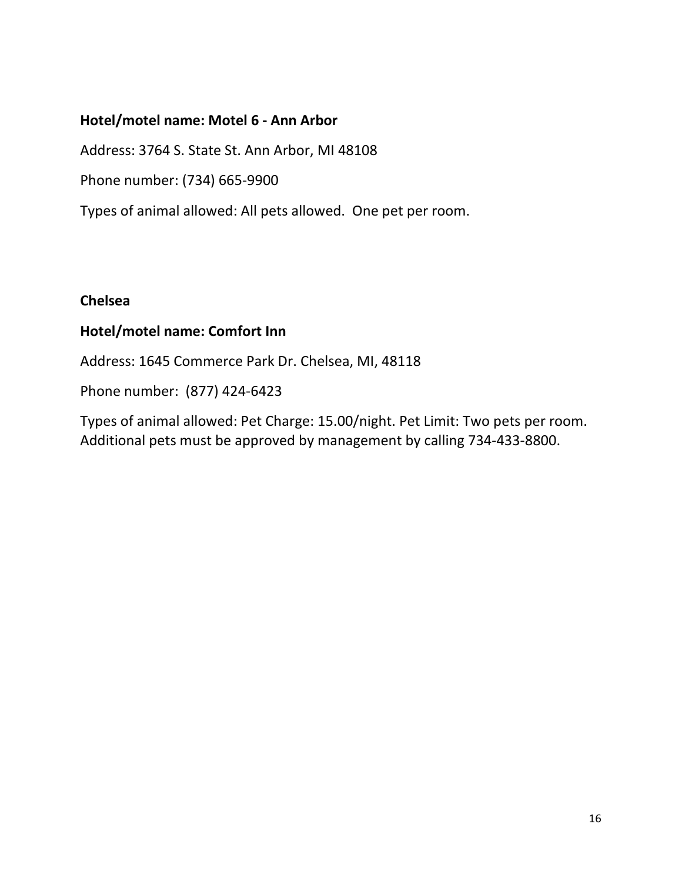**Hotel/motel name: Motel 6 - Ann Arbor**

Address: 3764 S. State St. Ann Arbor, MI 48108

Phone number: (734) 665-9900

Types of animal allowed: All pets allowed. One pet per room.

## Chelsea

**Hotel/motel name: Comfort Inn**

Address: 1645 Commerce Park Dr. Chelsea, MI, 48118

Phone number: (877) 424-6423

Types of animal allowed: Pet Charge: 15.00/night. Pet Limit: Two pets per room. Additional pets must be approved by management by calling 734-433-8800.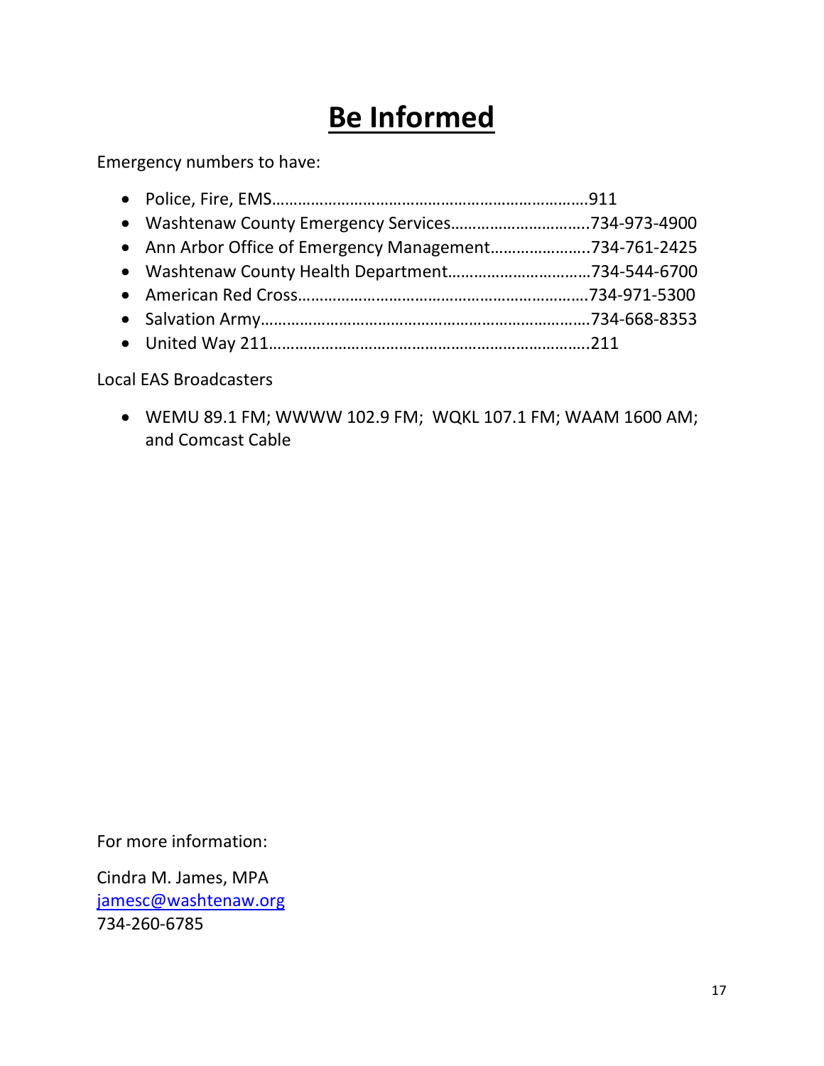# Be Informed

Emergency numbers to have:

- Police, Fire, EMS……………………………………………………………911
- Washtenaw County Emergency Services…………………………..734-973-4900
- Ann Arbor Office of Emergency Management…………………..734-761-2425
- Washtenaw County Health Department……………………………734-544-6700
- American Red Cross………………………………………………………..734-971-5300
- Salvation Army……………………………………………………………….734-668-8353
- United Way 211……………………………………………………………..211

Local EAS Broadcasters

- WEMU 89.1 FM; WWWW 102.9 FM; WQKL 107.1 FM; WAAM 1600 AM; and Comcast Cable

For more information:

Cindra M. James, MPA
jamesc@washtenaw.org
734-260-6785